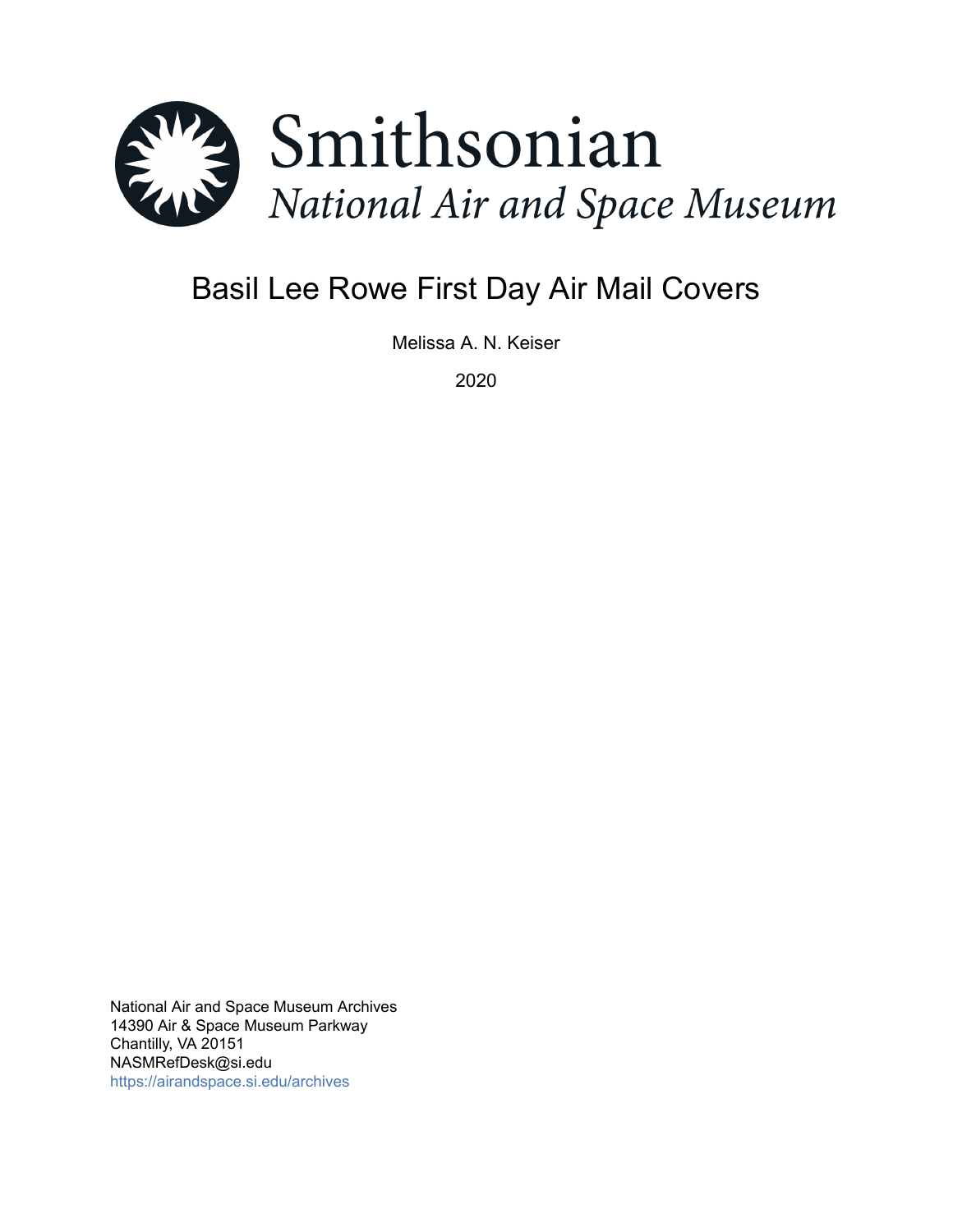Smithsonian
*National Air and Space Museum*

# Basil Lee Rowe First Day Air Mail Covers

Melissa A. N. Keiser

2020

National Air and Space Museum Archives
14390 Air & Space Museum Parkway
Chantilly, VA 20151
NASMRefDesk@si.edu
https://airandspace.si.edu/archives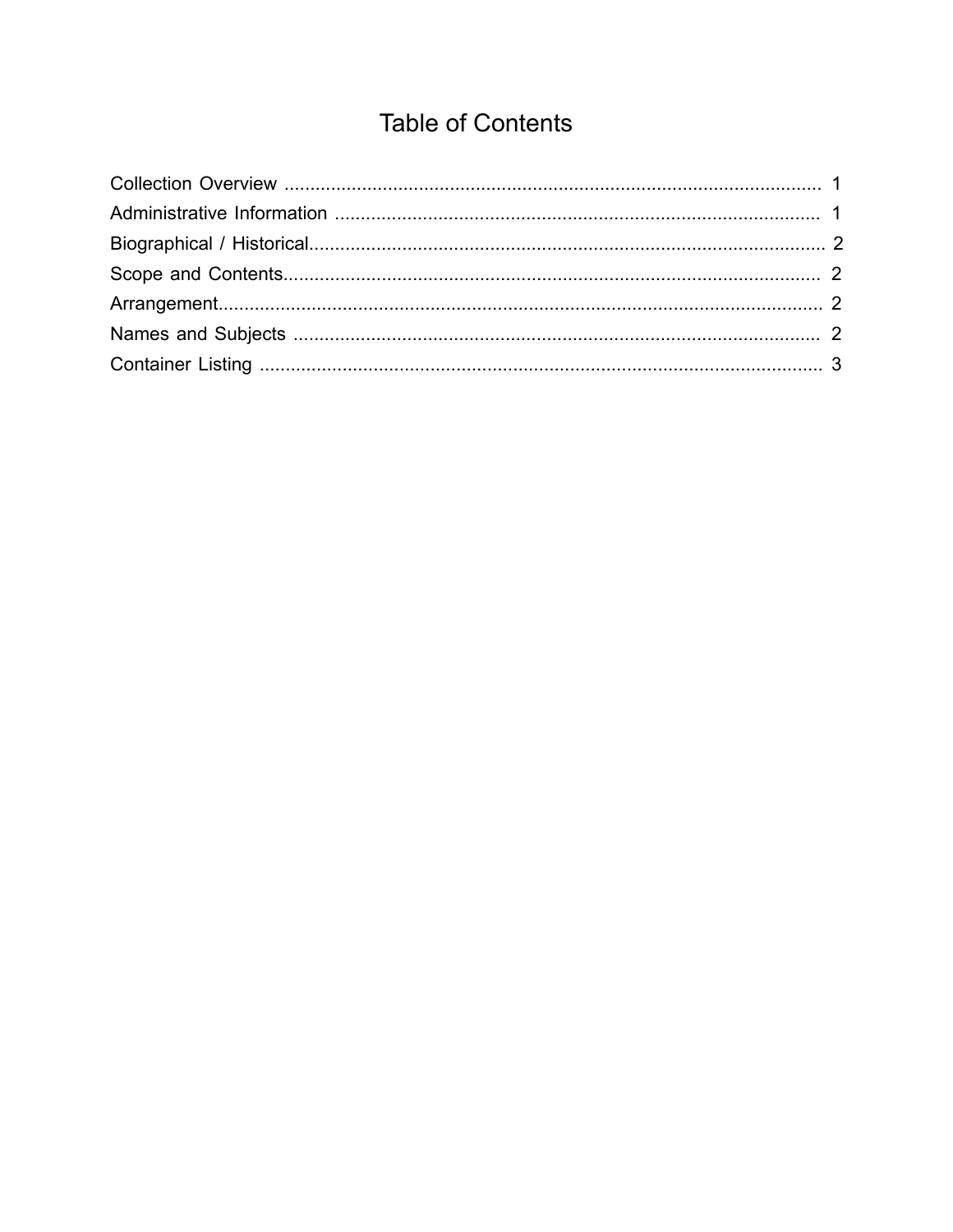# Table of Contents

Collection Overview .................................................................................................... 1
Administrative Information .......................................................................................... 1
Biographical / Historical................................................................................................ 2
Scope and Contents..................................................................................................... 2
Arrangement................................................................................................................. 2
Names and Subjects ................................................................................................... 2
Container Listing .......................................................................................................... 3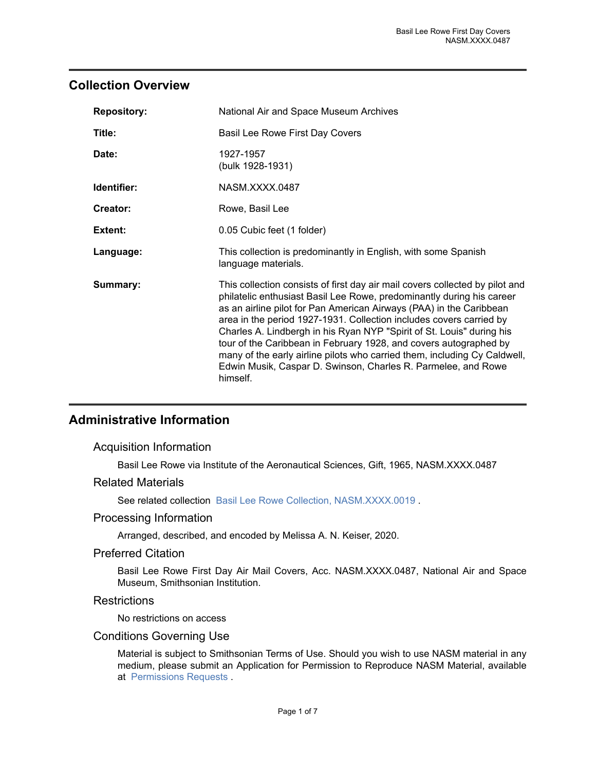## Collection Overview

| | |
|---|---|
| **Repository:** | National Air and Space Museum Archives |
| **Title:** | Basil Lee Rowe First Day Covers |
| **Date:** | 1927-1957<br>(bulk 1928-1931) |
| **Identifier:** | NASM.XXXX.0487 |
| **Creator:** | Rowe, Basil Lee |
| **Extent:** | 0.05 Cubic feet (1 folder) |
| **Language:** | This collection is predominantly in English, with some Spanish language materials. |
| **Summary:** | This collection consists of first day air mail covers collected by pilot and philatelic enthusiast Basil Lee Rowe, predominantly during his career as an airline pilot for Pan American Airways (PAA) in the Caribbean area in the period 1927-1931. Collection includes covers carried by Charles A. Lindbergh in his Ryan NYP "Spirit of St. Louis" during his tour of the Caribbean in February 1928, and covers autographed by many of the early airline pilots who carried them, including Cy Caldwell, Edwin Musik, Caspar D. Swinson, Charles R. Parmelee, and Rowe himself. |

## Administrative Information

### Acquisition Information

Basil Lee Rowe via Institute of the Aeronautical Sciences, Gift, 1965, NASM.XXXX.0487

### Related Materials

See related collection Basil Lee Rowe Collection, NASM.XXXX.0019 .

### Processing Information

Arranged, described, and encoded by Melissa A. N. Keiser, 2020.

### Preferred Citation

Basil Lee Rowe First Day Air Mail Covers, Acc. NASM.XXXX.0487, National Air and Space Museum, Smithsonian Institution.

### Restrictions

No restrictions on access

### Conditions Governing Use

Material is subject to Smithsonian Terms of Use. Should you wish to use NASM material in any medium, please submit an Application for Permission to Reproduce NASM Material, available at Permissions Requests .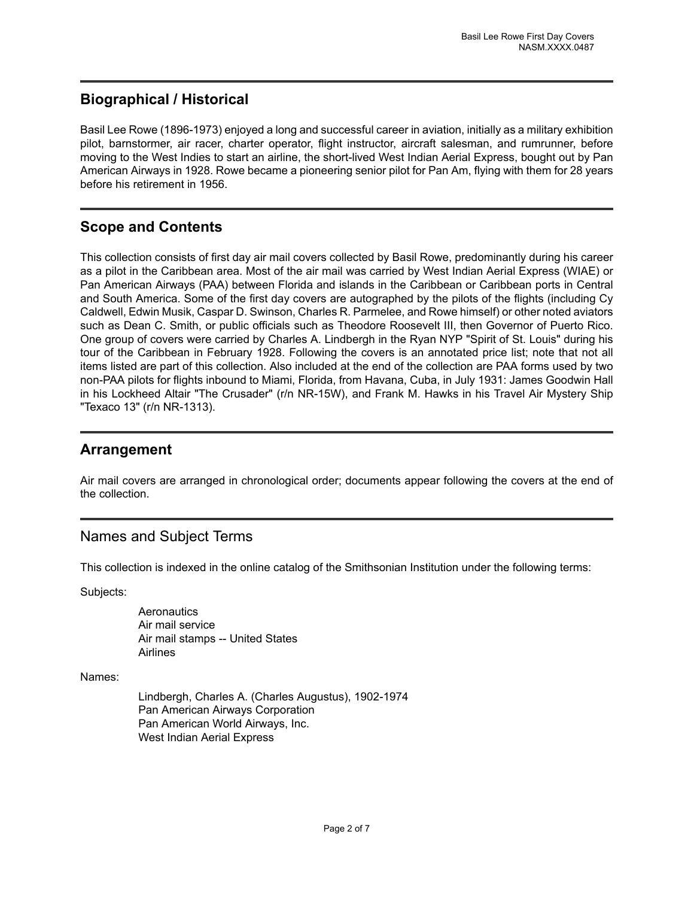## Biographical / Historical

Basil Lee Rowe (1896-1973) enjoyed a long and successful career in aviation, initially as a military exhibition pilot, barnstormer, air racer, charter operator, flight instructor, aircraft salesman, and rumrunner, before moving to the West Indies to start an airline, the short-lived West Indian Aerial Express, bought out by Pan American Airways in 1928. Rowe became a pioneering senior pilot for Pan Am, flying with them for 28 years before his retirement in 1956.

## Scope and Contents

This collection consists of first day air mail covers collected by Basil Rowe, predominantly during his career as a pilot in the Caribbean area. Most of the air mail was carried by West Indian Aerial Express (WIAE) or Pan American Airways (PAA) between Florida and islands in the Caribbean or Caribbean ports in Central and South America. Some of the first day covers are autographed by the pilots of the flights (including Cy Caldwell, Edwin Musik, Caspar D. Swinson, Charles R. Parmelee, and Rowe himself) or other noted aviators such as Dean C. Smith, or public officials such as Theodore Roosevelt III, then Governor of Puerto Rico. One group of covers were carried by Charles A. Lindbergh in the Ryan NYP "Spirit of St. Louis" during his tour of the Caribbean in February 1928. Following the covers is an annotated price list; note that not all items listed are part of this collection. Also included at the end of the collection are PAA forms used by two non-PAA pilots for flights inbound to Miami, Florida, from Havana, Cuba, in July 1931: James Goodwin Hall in his Lockheed Altair "The Crusader" (r/n NR-15W), and Frank M. Hawks in his Travel Air Mystery Ship "Texaco 13" (r/n NR-1313).

## Arrangement

Air mail covers are arranged in chronological order; documents appear following the covers at the end of the collection.

## Names and Subject Terms

This collection is indexed in the online catalog of the Smithsonian Institution under the following terms:

Subjects:

- Aeronautics
- Air mail service
- Air mail stamps -- United States
- Airlines

Names:

- Lindbergh, Charles A. (Charles Augustus), 1902-1974
- Pan American Airways Corporation
- Pan American World Airways, Inc.
- West Indian Aerial Express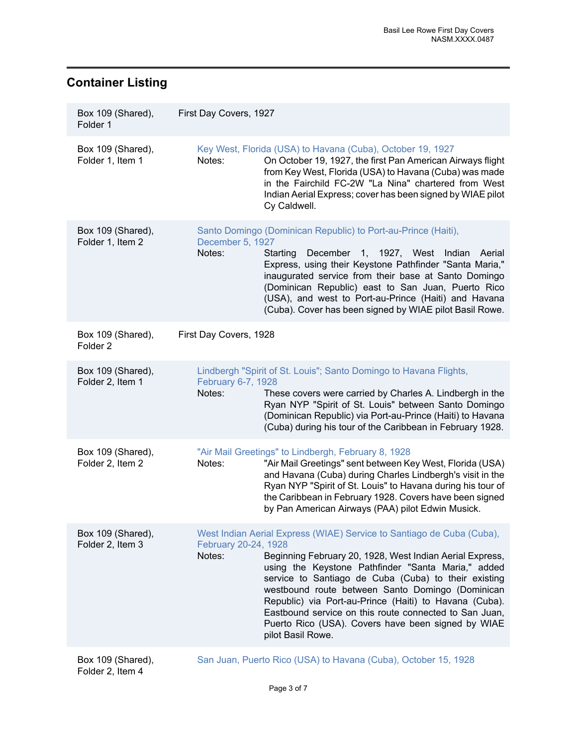## Container Listing

| | |
|---|---|
| Box 109 (Shared), Folder 1 | First Day Covers, 1927 |
| Box 109 (Shared), Folder 1, Item 1 | Key West, Florida (USA) to Havana (Cuba), October 19, 1927<br>Notes: On October 19, 1927, the first Pan American Airways flight from Key West, Florida (USA) to Havana (Cuba) was made in the Fairchild FC-2W "La Nina" chartered from West Indian Aerial Express; cover has been signed by WIAE pilot Cy Caldwell. |
| Box 109 (Shared), Folder 1, Item 2 | Santo Domingo (Dominican Republic) to Port-au-Prince (Haiti), December 5, 1927<br>Notes: Starting December 1, 1927, West Indian Aerial Express, using their Keystone Pathfinder "Santa Maria," inaugurated service from their base at Santo Domingo (Dominican Republic) east to San Juan, Puerto Rico (USA), and west to Port-au-Prince (Haiti) and Havana (Cuba). Cover has been signed by WIAE pilot Basil Rowe. |
| Box 109 (Shared), Folder 2 | First Day Covers, 1928 |
| Box 109 (Shared), Folder 2, Item 1 | Lindbergh "Spirit of St. Louis"; Santo Domingo to Havana Flights, February 6-7, 1928<br>Notes: These covers were carried by Charles A. Lindbergh in the Ryan NYP "Spirit of St. Louis" between Santo Domingo (Dominican Republic) via Port-au-Prince (Haiti) to Havana (Cuba) during his tour of the Caribbean in February 1928. |
| Box 109 (Shared), Folder 2, Item 2 | "Air Mail Greetings" to Lindbergh, February 8, 1928<br>Notes: "Air Mail Greetings" sent between Key West, Florida (USA) and Havana (Cuba) during Charles Lindbergh's visit in the Ryan NYP "Spirit of St. Louis" to Havana during his tour of the Caribbean in February 1928. Covers have been signed by Pan American Airways (PAA) pilot Edwin Musick. |
| Box 109 (Shared), Folder 2, Item 3 | West Indian Aerial Express (WIAE) Service to Santiago de Cuba (Cuba), February 20-24, 1928<br>Notes: Beginning February 20, 1928, West Indian Aerial Express, using the Keystone Pathfinder "Santa Maria," added service to Santiago de Cuba (Cuba) to their existing westbound route between Santo Domingo (Dominican Republic) via Port-au-Prince (Haiti) to Havana (Cuba). Eastbound service on this route connected to San Juan, Puerto Rico (USA). Covers have been signed by WIAE pilot Basil Rowe. |
| Box 109 (Shared), Folder 2, Item 4 | San Juan, Puerto Rico (USA) to Havana (Cuba), October 15, 1928 |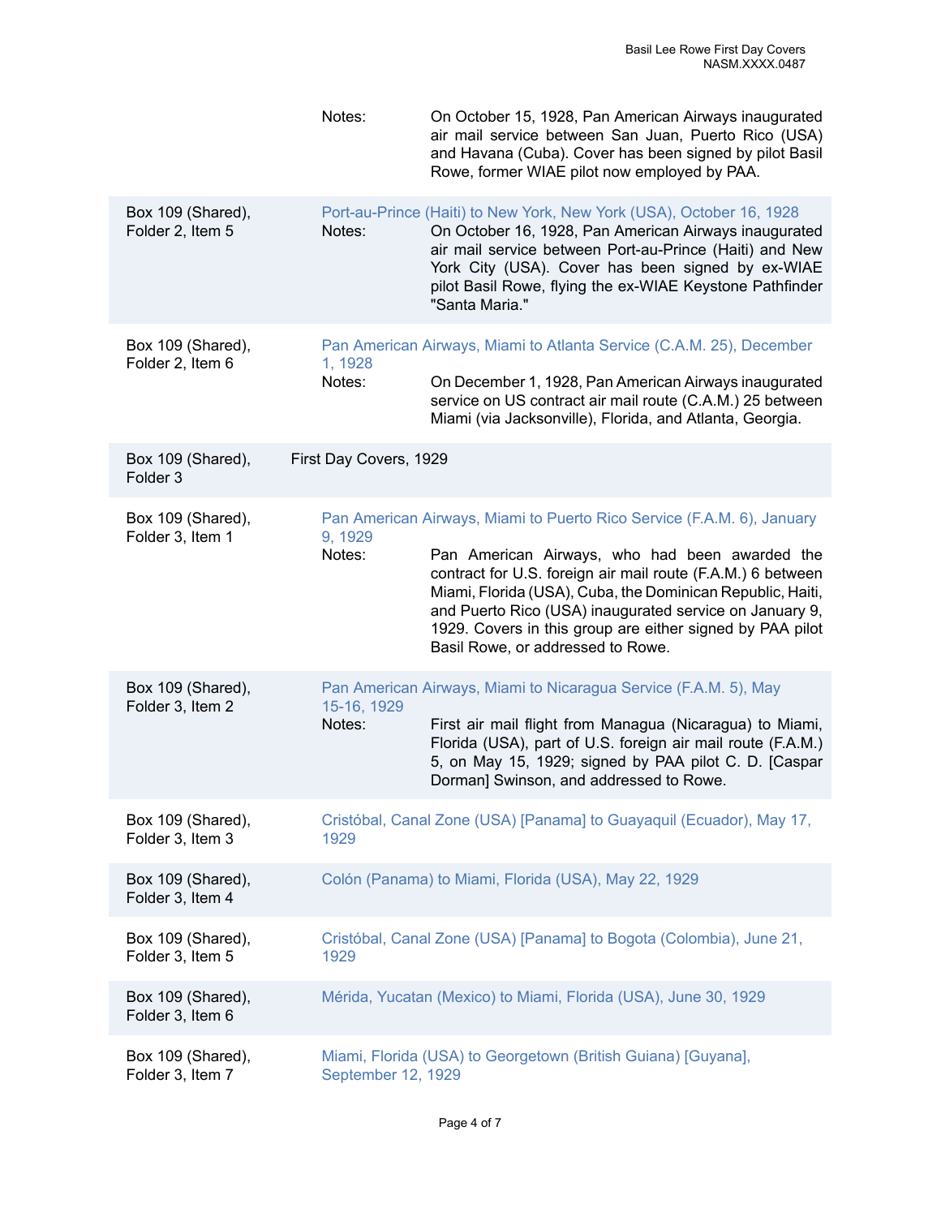Notes: On October 15, 1928, Pan American Airways inaugurated air mail service between San Juan, Puerto Rico (USA) and Havana (Cuba). Cover has been signed by pilot Basil Rowe, former WIAE pilot now employed by PAA.

Box 109 (Shared), Folder 2, Item 5

Port-au-Prince (Haiti) to New York, New York (USA), October 16, 1928

Notes: On October 16, 1928, Pan American Airways inaugurated air mail service between Port-au-Prince (Haiti) and New York City (USA). Cover has been signed by ex-WIAE pilot Basil Rowe, flying the ex-WIAE Keystone Pathfinder "Santa Maria."

Box 109 (Shared), Folder 2, Item 6

Pan American Airways, Miami to Atlanta Service (C.A.M. 25), December 1, 1928

Notes: On December 1, 1928, Pan American Airways inaugurated service on US contract air mail route (C.A.M.) 25 between Miami (via Jacksonville), Florida, and Atlanta, Georgia.

Box 109 (Shared), Folder 3

First Day Covers, 1929

Box 109 (Shared), Folder 3, Item 1

Pan American Airways, Miami to Puerto Rico Service (F.A.M. 6), January 9, 1929

Notes: Pan American Airways, who had been awarded the contract for U.S. foreign air mail route (F.A.M.) 6 between Miami, Florida (USA), Cuba, the Dominican Republic, Haiti, and Puerto Rico (USA) inaugurated service on January 9, 1929. Covers in this group are either signed by PAA pilot Basil Rowe, or addressed to Rowe.

Box 109 (Shared), Folder 3, Item 2

Pan American Airways, Miami to Nicaragua Service (F.A.M. 5), May 15-16, 1929

Notes: First air mail flight from Managua (Nicaragua) to Miami, Florida (USA), part of U.S. foreign air mail route (F.A.M.) 5, on May 15, 1929; signed by PAA pilot C. D. [Caspar Dorman] Swinson, and addressed to Rowe.

Box 109 (Shared), Folder 3, Item 3

Cristóbal, Canal Zone (USA) [Panama] to Guayaquil (Ecuador), May 17, 1929

Box 109 (Shared), Folder 3, Item 4

Colón (Panama) to Miami, Florida (USA), May 22, 1929

Box 109 (Shared), Folder 3, Item 5

Cristóbal, Canal Zone (USA) [Panama] to Bogota (Colombia), June 21, 1929

Box 109 (Shared), Folder 3, Item 6

Mérida, Yucatan (Mexico) to Miami, Florida (USA), June 30, 1929

Box 109 (Shared), Folder 3, Item 7

Miami, Florida (USA) to Georgetown (British Guiana) [Guyana], September 12, 1929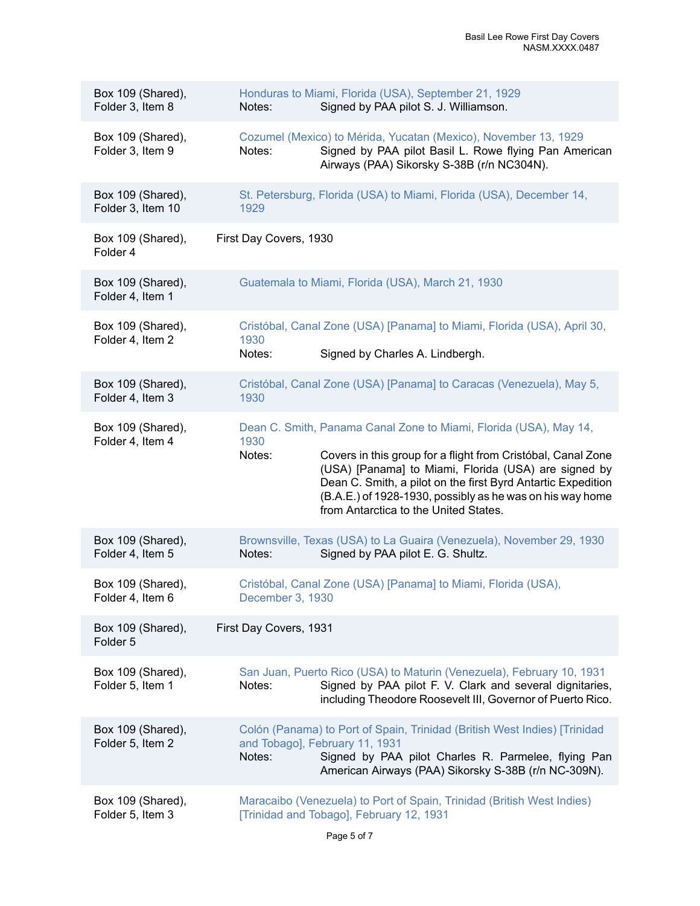| | |
|---|---|
| Box 109 (Shared), Folder 3, Item 8 | Honduras to Miami, Florida (USA), September 21, 1929<br>Notes: Signed by PAA pilot S. J. Williamson. |
| Box 109 (Shared), Folder 3, Item 9 | Cozumel (Mexico) to Mérida, Yucatan (Mexico), November 13, 1929<br>Notes: Signed by PAA pilot Basil L. Rowe flying Pan American Airways (PAA) Sikorsky S-38B (r/n NC304N). |
| Box 109 (Shared), Folder 3, Item 10 | St. Petersburg, Florida (USA) to Miami, Florida (USA), December 14, 1929 |
| Box 109 (Shared), Folder 4 | First Day Covers, 1930 |
| Box 109 (Shared), Folder 4, Item 1 | Guatemala to Miami, Florida (USA), March 21, 1930 |
| Box 109 (Shared), Folder 4, Item 2 | Cristóbal, Canal Zone (USA) [Panama] to Miami, Florida (USA), April 30, 1930<br>Notes: Signed by Charles A. Lindbergh. |
| Box 109 (Shared), Folder 4, Item 3 | Cristóbal, Canal Zone (USA) [Panama] to Caracas (Venezuela), May 5, 1930 |
| Box 109 (Shared), Folder 4, Item 4 | Dean C. Smith, Panama Canal Zone to Miami, Florida (USA), May 14, 1930<br>Notes: Covers in this group for a flight from Cristóbal, Canal Zone (USA) [Panama] to Miami, Florida (USA) are signed by Dean C. Smith, a pilot on the first Byrd Antartic Expedition (B.A.E.) of 1928-1930, possibly as he was on his way home from Antarctica to the United States. |
| Box 109 (Shared), Folder 4, Item 5 | Brownsville, Texas (USA) to La Guaira (Venezuela), November 29, 1930<br>Notes: Signed by PAA pilot E. G. Shultz. |
| Box 109 (Shared), Folder 4, Item 6 | Cristóbal, Canal Zone (USA) [Panama] to Miami, Florida (USA), December 3, 1930 |
| Box 109 (Shared), Folder 5 | First Day Covers, 1931 |
| Box 109 (Shared), Folder 5, Item 1 | San Juan, Puerto Rico (USA) to Maturin (Venezuela), February 10, 1931<br>Notes: Signed by PAA pilot F. V. Clark and several dignitaries, including Theodore Roosevelt III, Governor of Puerto Rico. |
| Box 109 (Shared), Folder 5, Item 2 | Colón (Panama) to Port of Spain, Trinidad (British West Indies) [Trinidad and Tobago], February 11, 1931<br>Notes: Signed by PAA pilot Charles R. Parmelee, flying Pan American Airways (PAA) Sikorsky S-38B (r/n NC-309N). |
| Box 109 (Shared), Folder 5, Item 3 | Maracaibo (Venezuela) to Port of Spain, Trinidad (British West Indies) [Trinidad and Tobago], February 12, 1931 |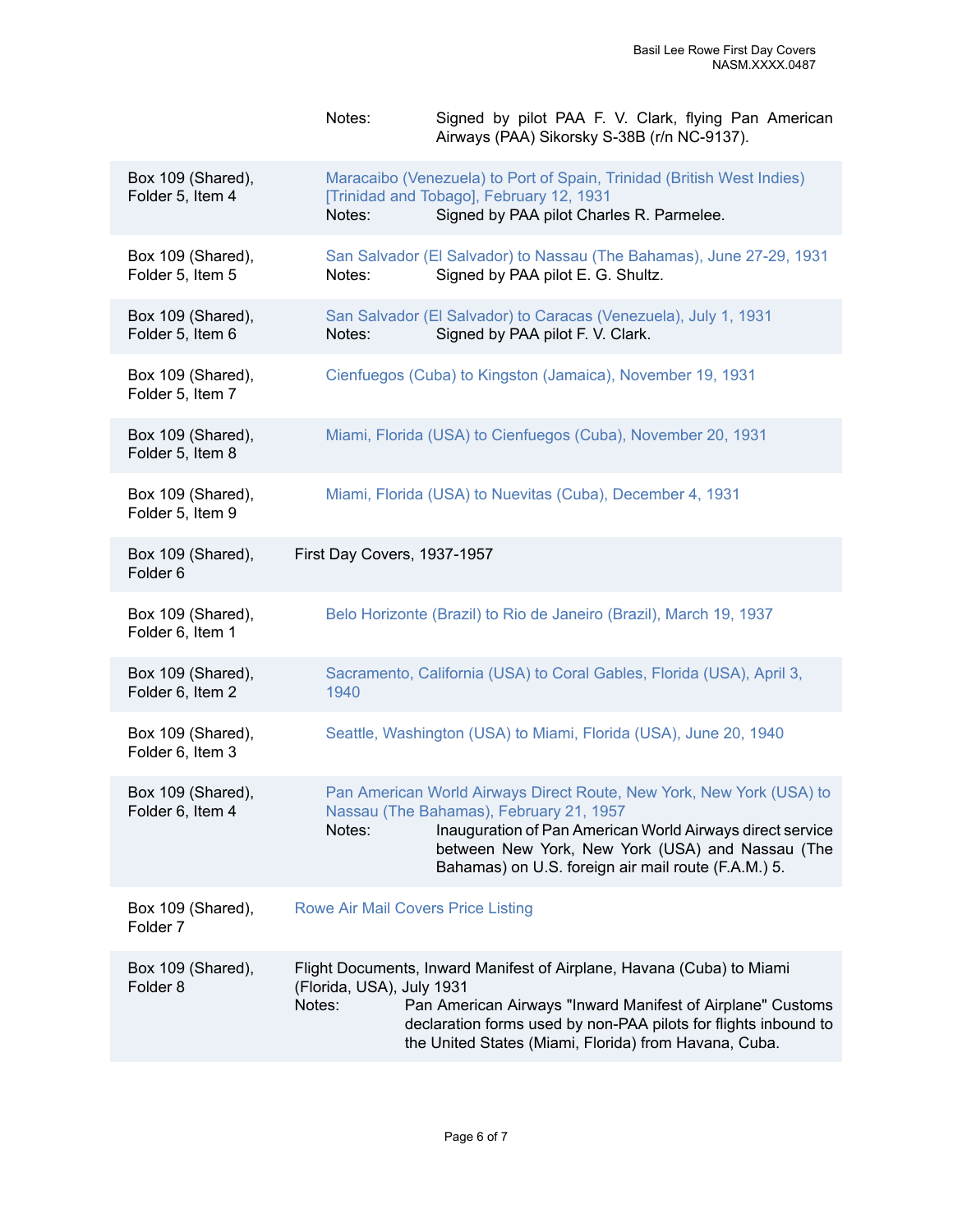| | |
|---|---|
| | Notes: Signed by pilot PAA F. V. Clark, flying Pan American Airways (PAA) Sikorsky S-38B (r/n NC-9137). |
| Box 109 (Shared), Folder 5, Item 4 | Maracaibo (Venezuela) to Port of Spain, Trinidad (British West Indies) [Trinidad and Tobago], February 12, 1931<br>Notes: Signed by PAA pilot Charles R. Parmelee. |
| Box 109 (Shared), Folder 5, Item 5 | San Salvador (El Salvador) to Nassau (The Bahamas), June 27-29, 1931<br>Notes: Signed by PAA pilot E. G. Shultz. |
| Box 109 (Shared), Folder 5, Item 6 | San Salvador (El Salvador) to Caracas (Venezuela), July 1, 1931<br>Notes: Signed by PAA pilot F. V. Clark. |
| Box 109 (Shared), Folder 5, Item 7 | Cienfuegos (Cuba) to Kingston (Jamaica), November 19, 1931 |
| Box 109 (Shared), Folder 5, Item 8 | Miami, Florida (USA) to Cienfuegos (Cuba), November 20, 1931 |
| Box 109 (Shared), Folder 5, Item 9 | Miami, Florida (USA) to Nuevitas (Cuba), December 4, 1931 |
| Box 109 (Shared), Folder 6 | First Day Covers, 1937-1957 |
| Box 109 (Shared), Folder 6, Item 1 | Belo Horizonte (Brazil) to Rio de Janeiro (Brazil), March 19, 1937 |
| Box 109 (Shared), Folder 6, Item 2 | Sacramento, California (USA) to Coral Gables, Florida (USA), April 3, 1940 |
| Box 109 (Shared), Folder 6, Item 3 | Seattle, Washington (USA) to Miami, Florida (USA), June 20, 1940 |
| Box 109 (Shared), Folder 6, Item 4 | Pan American World Airways Direct Route, New York, New York (USA) to Nassau (The Bahamas), February 21, 1957<br>Notes: Inauguration of Pan American World Airways direct service between New York, New York (USA) and Nassau (The Bahamas) on U.S. foreign air mail route (F.A.M.) 5. |
| Box 109 (Shared), Folder 7 | Rowe Air Mail Covers Price Listing |
| Box 109 (Shared), Folder 8 | Flight Documents, Inward Manifest of Airplane, Havana (Cuba) to Miami (Florida, USA), July 1931<br>Notes: Pan American Airways "Inward Manifest of Airplane" Customs declaration forms used by non-PAA pilots for flights inbound to the United States (Miami, Florida) from Havana, Cuba. |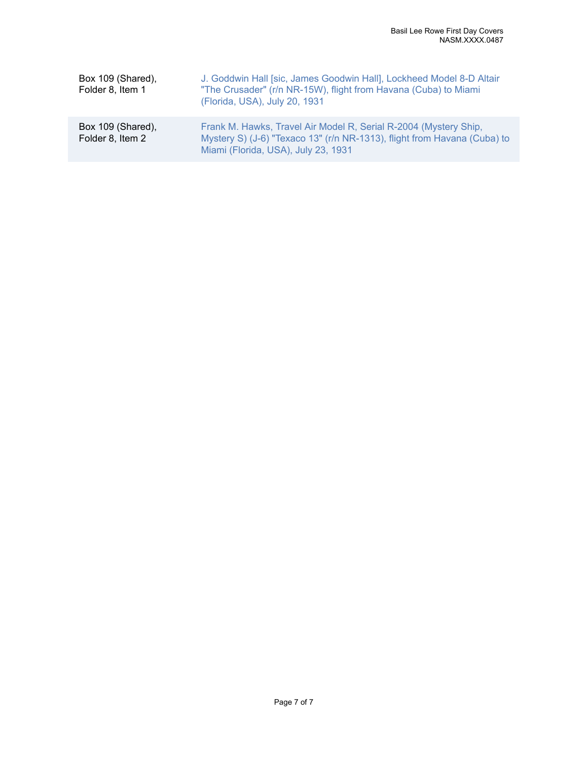| | |
|---|---|
| Box 109 (Shared), Folder 8, Item 1 | J. Goddwin Hall [sic, James Goodwin Hall], Lockheed Model 8-D Altair "The Crusader" (r/n NR-15W), flight from Havana (Cuba) to Miami (Florida, USA), July 20, 1931 |
| Box 109 (Shared), Folder 8, Item 2 | Frank M. Hawks, Travel Air Model R, Serial R-2004 (Mystery Ship, Mystery S) (J-6) "Texaco 13" (r/n NR-1313), flight from Havana (Cuba) to Miami (Florida, USA), July 23, 1931 |